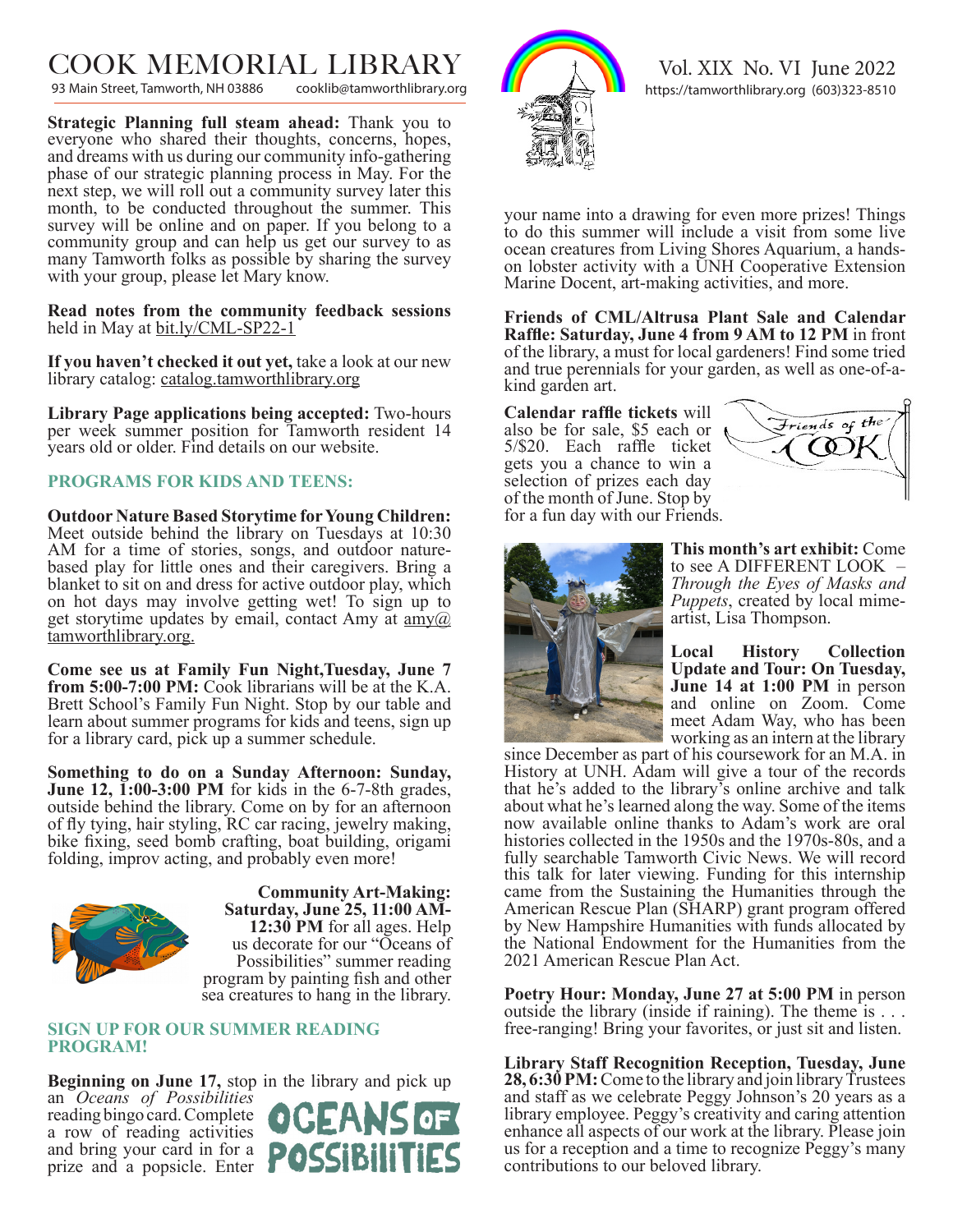# COOK MEMORIAL LIBRARY

93 Main Street, Tamworth, NH 03886 cooklib@tamworthlibrary.org

Vol. XIX No. VI June 2022

https://tamworthlibrary.org (603)323-8510

**Strategic Planning full steam ahead:** Thank you to everyone who shared their thoughts, concerns, hopes, and dreams with us during our community info-gathering phase of our strategic planning process in May. For the next step, we will roll out a community survey later this month, to be conducted throughout the summer. This survey will be online and on paper. If you belong to a community group and can help us get our survey to as many Tamworth folks as possible by sharing the survey with your group, please let Mary know.

**Read notes from the community feedback sessions** held in May at bit.ly/CML-SP22-1

**If you haven't checked it out yet,** take a look at our new library catalog: catalog.tamworthlibrary.org

**Library Page applications being accepted:** Two-hours per week summer position for Tamworth resident 14 years old or older. Find details on our website.

## PROGRAMS FOR KIDS AND TEENS:

**Outdoor Nature Based Storytime for Young Children:** Meet outside behind the library on Tuesdays at 10:30 AM for a time of stories, songs, and outdoor nature-based play for little ones and their caregivers. Bring a blanket to sit on and dress for active outdoor play, which on hot days may involve getting wet! To sign up to get storytime updates by email, contact Amy at amy@tamworthlibrary.org.

**Come see us at Family Fun Night,Tuesday, June 7 from 5:00-7:00 PM:** Cook librarians will be at the K.A. Brett School's Family Fun Night. Stop by our table and learn about summer programs for kids and teens, sign up for a library card, pick up a summer schedule.

**Something to do on a Sunday Afternoon: Sunday, June 12, 1:00-3:00 PM** for kids in the 6-7-8th grades, outside behind the library. Come on by for an afternoon of fly tying, hair styling, RC car racing, jewelry making, bike fixing, seed bomb crafting, boat building, origami folding, improv acting, and probably even more!

**Community Art-Making: Saturday, June 25, 11:00 AM-12:30 PM** for all ages. Help us decorate for our "Oceans of Possibilities" summer reading program by painting fish and other sea creatures to hang in the library.

## SIGN UP FOR OUR SUMMER READING PROGRAM!

**Beginning on June 17,** stop in the library and pick up an *Oceans of Possibilities* reading bingo card. Complete a row of reading activities and bring your card in for a prize and a popsicle. Enter your name into a drawing for even more prizes! Things to do this summer will include a visit from some live ocean creatures from Living Shores Aquarium, a hands-on lobster activity with a UNH Cooperative Extension Marine Docent, art-making activities, and more.

**Friends of CML/Altrusa Plant Sale and Calendar Raffle: Saturday, June 4 from 9 AM to 12 PM** in front of the library, a must for local gardeners! Find some tried and true perennials for your garden, as well as one-of-a-kind garden art.

**Calendar raffle tickets** will also be for sale, $5 each or 5/$20. Each raffle ticket gets you a chance to win a selection of prizes each day of the month of June. Stop by for a fun day with our Friends.

**This month's art exhibit:** Come to see A DIFFERENT LOOK – *Through the Eyes of Masks and Puppets*, created by local mime-artist, Lisa Thompson.

**Local History Collection Update and Tour: On Tuesday, June 14 at 1:00 PM** in person and online on Zoom. Come meet Adam Way, who has been working as an intern at the library since December as part of his coursework for an M.A. in History at UNH. Adam will give a tour of the records that he's added to the library's online archive and talk about what he's learned along the way. Some of the items now available online thanks to Adam's work are oral histories collected in the 1950s and the 1970s-80s, and a fully searchable Tamworth Civic News. We will record this talk for later viewing. Funding for this internship came from the Sustaining the Humanities through the American Rescue Plan (SHARP) grant program offered by New Hampshire Humanities with funds allocated by the National Endowment for the Humanities from the 2021 American Rescue Plan Act.

**Poetry Hour: Monday, June 27 at 5:00 PM** in person outside the library (inside if raining). The theme is . . . free-ranging! Bring your favorites, or just sit and listen.

**Library Staff Recognition Reception, Tuesday, June 28, 6:30 PM:** Come to the library and join library Trustees and staff as we celebrate Peggy Johnson's 20 years as a library employee. Peggy's creativity and caring attention enhance all aspects of our work at the library. Please join us for a reception and a time to recognize Peggy's many contributions to our beloved library.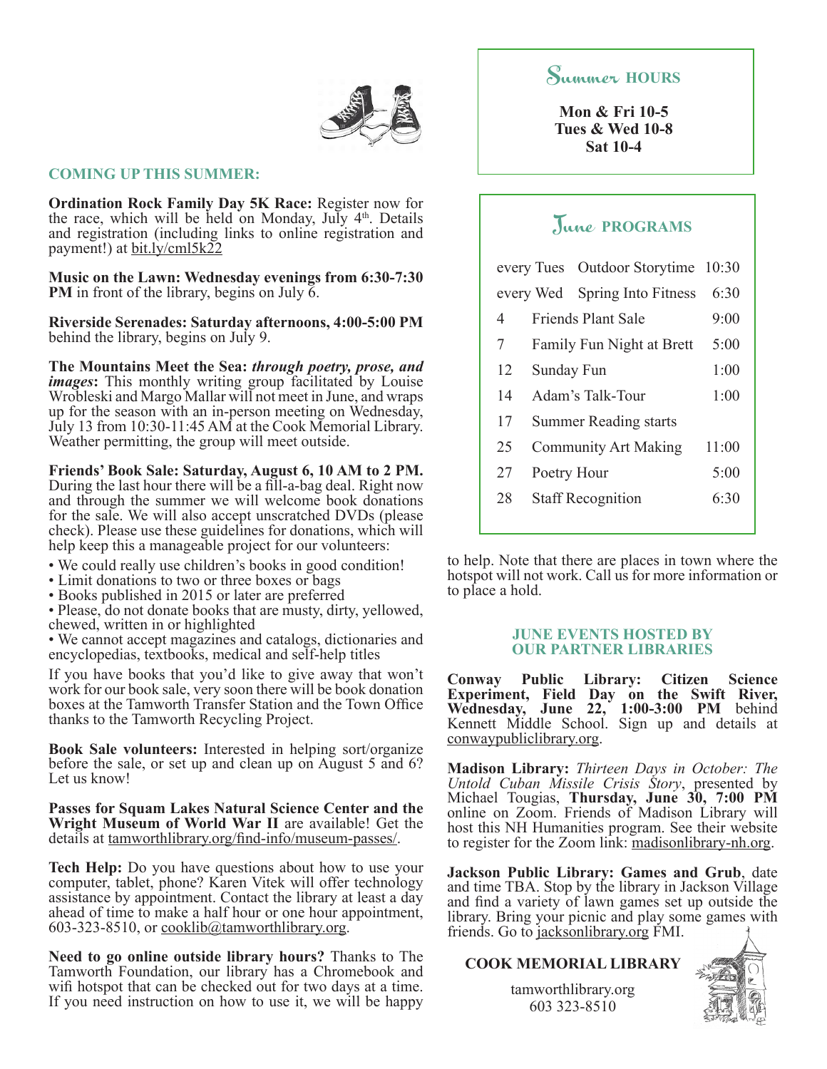## COMING UP THIS SUMMER:

**Ordination Rock Family Day 5K Race:** Register now for the race, which will be held on Monday, July 4th. Details and registration (including links to online registration and payment!) at bit.ly/cml5k22

**Music on the Lawn: Wednesday evenings from 6:30-7:30 PM** in front of the library, begins on July 6.

**Riverside Serenades: Saturday afternoons, 4:00-5:00 PM** behind the library, begins on July 9.

**The Mountains Meet the Sea:** ***through poetry, prose, and images*****:** This monthly writing group facilitated by Louise Wrobleski and Margo Mallar will not meet in June, and wraps up for the season with an in-person meeting on Wednesday, July 13 from 10:30-11:45 AM at the Cook Memorial Library. Weather permitting, the group will meet outside.

**Friends' Book Sale: Saturday, August 6, 10 AM to 2 PM.** During the last hour there will be a fill-a-bag deal. Right now and through the summer we will welcome book donations for the sale. We will also accept unscratched DVDs (please check). Please use these guidelines for donations, which will help keep this a manageable project for our volunteers:

- We could really use children's books in good condition!
- Limit donations to two or three boxes or bags
- Books published in 2015 or later are preferred
- Please, do not donate books that are musty, dirty, yellowed, chewed, written in or highlighted
- We cannot accept magazines and catalogs, dictionaries and encyclopedias, textbooks, medical and self-help titles

If you have books that you'd like to give away that won't work for our book sale, very soon there will be book donation boxes at the Tamworth Transfer Station and the Town Office thanks to the Tamworth Recycling Project.

**Book Sale volunteers:** Interested in helping sort/organize before the sale, or set up and clean up on August 5 and 6? Let us know!

**Passes for Squam Lakes Natural Science Center and the Wright Museum of World War II** are available! Get the details at tamworthlibrary.org/find-info/museum-passes/.

**Tech Help:** Do you have questions about how to use your computer, tablet, phone? Karen Vitek will offer technology assistance by appointment. Contact the library at least a day ahead of time to make a half hour or one hour appointment, 603-323-8510, or cooklib@tamworthlibrary.org.

**Need to go online outside library hours?** Thanks to The Tamworth Foundation, our library has a Chromebook and wifi hotspot that can be checked out for two days at a time. If you need instruction on how to use it, we will be happy to help. Note that there are places in town where the hotspot will not work. Call us for more information or to place a hold.

## Summer HOURS

**Mon & Fri 10-5**
**Tues & Wed 10-8**
**Sat 10-4**

## June PROGRAMS

| | | |
|---|---|---|
| every Tues | Outdoor Storytime | 10:30 |
| every Wed | Spring Into Fitness | 6:30 |
| 4 | Friends Plant Sale | 9:00 |
| 7 | Family Fun Night at Brett | 5:00 |
| 12 | Sunday Fun | 1:00 |
| 14 | Adam's Talk-Tour | 1:00 |
| 17 | Summer Reading starts | |
| 25 | Community Art Making | 11:00 |
| 27 | Poetry Hour | 5:00 |
| 28 | Staff Recognition | 6:30 |

## JUNE EVENTS HOSTED BY OUR PARTNER LIBRARIES

**Conway Public Library: Citizen Science Experiment, Field Day on the Swift River, Wednesday, June 22, 1:00-3:00 PM** behind Kennett Middle School. Sign up and details at conwaypubliclibrary.org.

**Madison Library:** *Thirteen Days in October: The Untold Cuban Missile Crisis Story*, presented by Michael Tougias, **Thursday, June 30, 7:00 PM** online on Zoom. Friends of Madison Library will host this NH Humanities program. See their website to register for the Zoom link: madisonlibrary-nh.org.

**Jackson Public Library: Games and Grub**, date and time TBA. Stop by the library in Jackson Village and find a variety of lawn games set up outside the library. Bring your picnic and play some games with friends. Go to jacksonlibrary.org FMI.

**COOK MEMORIAL LIBRARY**

tamworthlibrary.org
603 323-8510